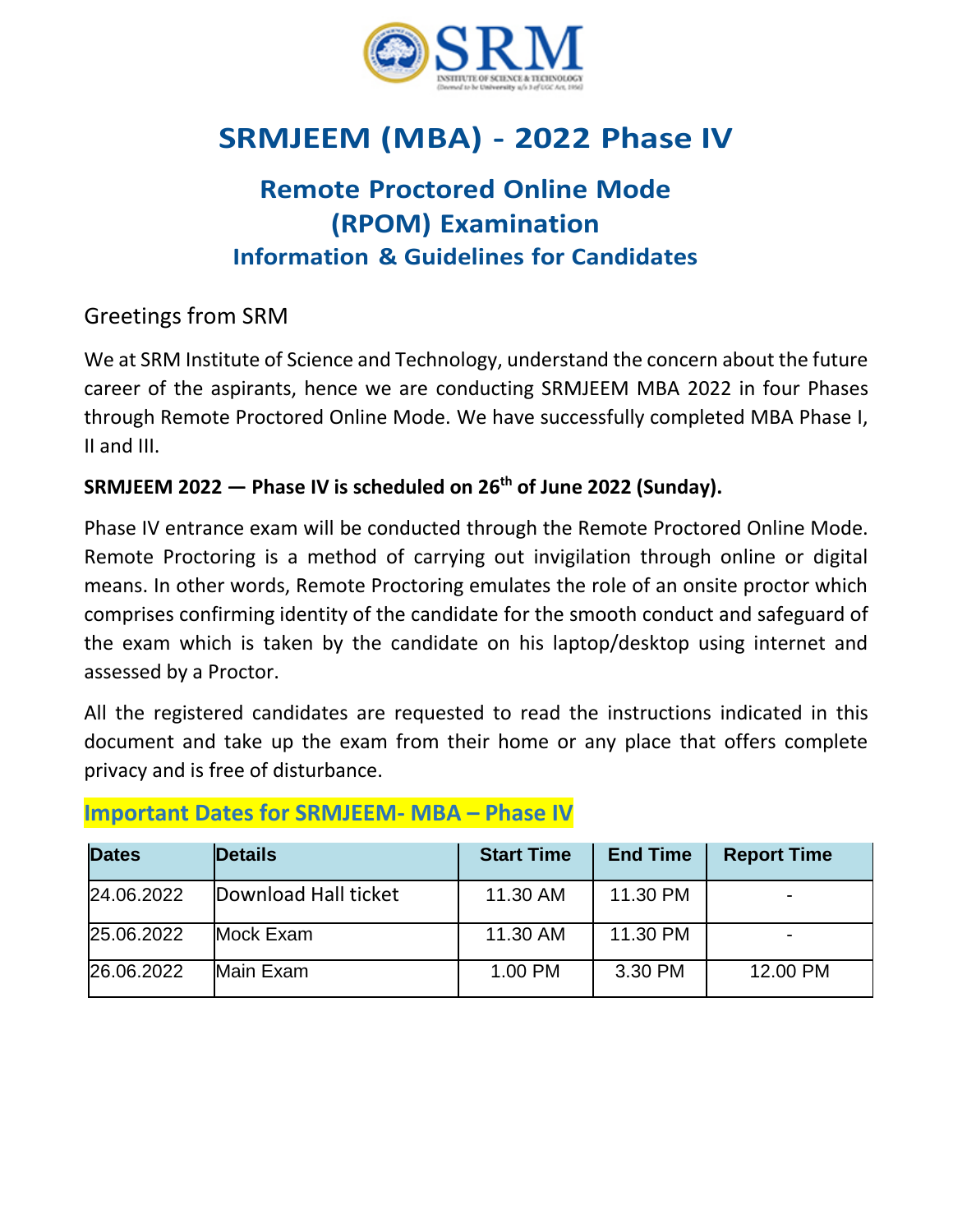# SRMJEEM (MBA) - 2022 Phase IV

## Remote Proctored Online Mode (RPOM) Examination

### Information & Guidelines for Candidates

Greetings from SRM

We at SRM Institute of Science and Technology, understand the concern about the future career of the aspirants, hence we are conducting SRMJEEM MBA 2022 in four Phases through Remote Proctored Online Mode. We have successfully completed MBA Phase I, II and III.

**SRMJEEM 2022 — Phase IV is scheduled on 26th of June 2022 (Sunday).**

Phase IV entrance exam will be conducted through the Remote Proctored Online Mode. Remote Proctoring is a method of carrying out invigilation through online or digital means. In other words, Remote Proctoring emulates the role of an onsite proctor which comprises confirming identity of the candidate for the smooth conduct and safeguard of the exam which is taken by the candidate on his laptop/desktop using internet and assessed by a Proctor.

All the registered candidates are requested to read the instructions indicated in this document and take up the exam from their home or any place that offers complete privacy and is free of disturbance.

### Important Dates for SRMJEEM- MBA – Phase IV

| Dates | Details | Start Time | End Time | Report Time |
|---|---|---|---|---|
| 24.06.2022 | Download Hall ticket | 11.30 AM | 11.30 PM | - |
| 25.06.2022 | Mock Exam | 11.30 AM | 11.30 PM | - |
| 26.06.2022 | Main Exam | 1.00 PM | 3.30 PM | 12.00 PM |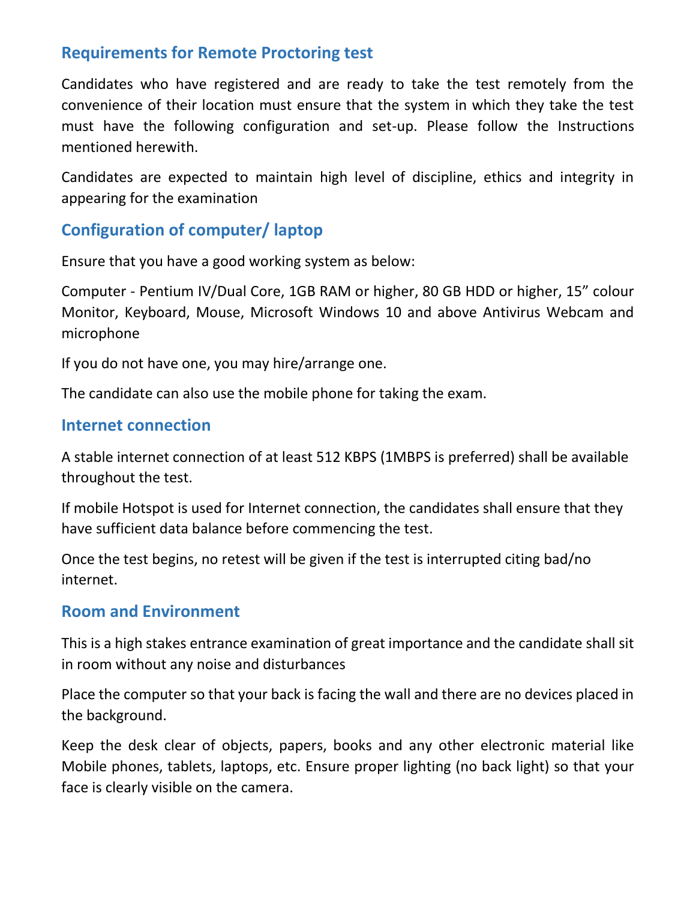## Requirements for Remote Proctoring test

Candidates who have registered and are ready to take the test remotely from the convenience of their location must ensure that the system in which they take the test must have the following configuration and set-up. Please follow the Instructions mentioned herewith.

Candidates are expected to maintain high level of discipline, ethics and integrity in appearing for the examination

## Configuration of computer/ laptop

Ensure that you have a good working system as below:

Computer - Pentium IV/Dual Core, 1GB RAM or higher, 80 GB HDD or higher, 15" colour Monitor, Keyboard, Mouse, Microsoft Windows 10 and above Antivirus Webcam and microphone

If you do not have one, you may hire/arrange one.

The candidate can also use the mobile phone for taking the exam.

## Internet connection

A stable internet connection of at least 512 KBPS (1MBPS is preferred) shall be available throughout the test.

If mobile Hotspot is used for Internet connection, the candidates shall ensure that they have sufficient data balance before commencing the test.

Once the test begins, no retest will be given if the test is interrupted citing bad/no internet.

## Room and Environment

This is a high stakes entrance examination of great importance and the candidate shall sit in room without any noise and disturbances

Place the computer so that your back is facing the wall and there are no devices placed in the background.

Keep the desk clear of objects, papers, books and any other electronic material like Mobile phones, tablets, laptops, etc. Ensure proper lighting (no back light) so that your face is clearly visible on the camera.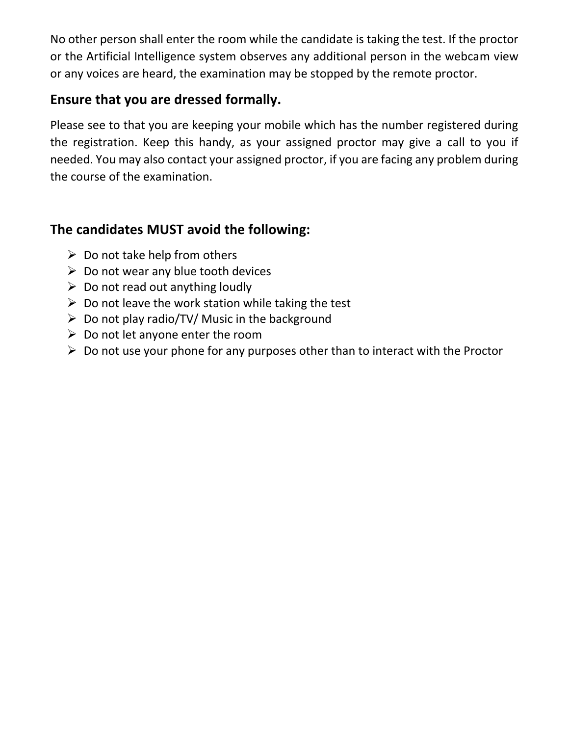No other person shall enter the room while the candidate is taking the test. If the proctor or the Artificial Intelligence system observes any additional person in the webcam view or any voices are heard, the examination may be stopped by the remote proctor.

## Ensure that you are dressed formally.

Please see to that you are keeping your mobile which has the number registered during the registration. Keep this handy, as your assigned proctor may give a call to you if needed. You may also contact your assigned proctor, if you are facing any problem during the course of the examination.

## The candidates MUST avoid the following:

- Do not take help from others
- Do not wear any blue tooth devices
- Do not read out anything loudly
- Do not leave the work station while taking the test
- Do not play radio/TV/ Music in the background
- Do not let anyone enter the room
- Do not use your phone for any purposes other than to interact with the Proctor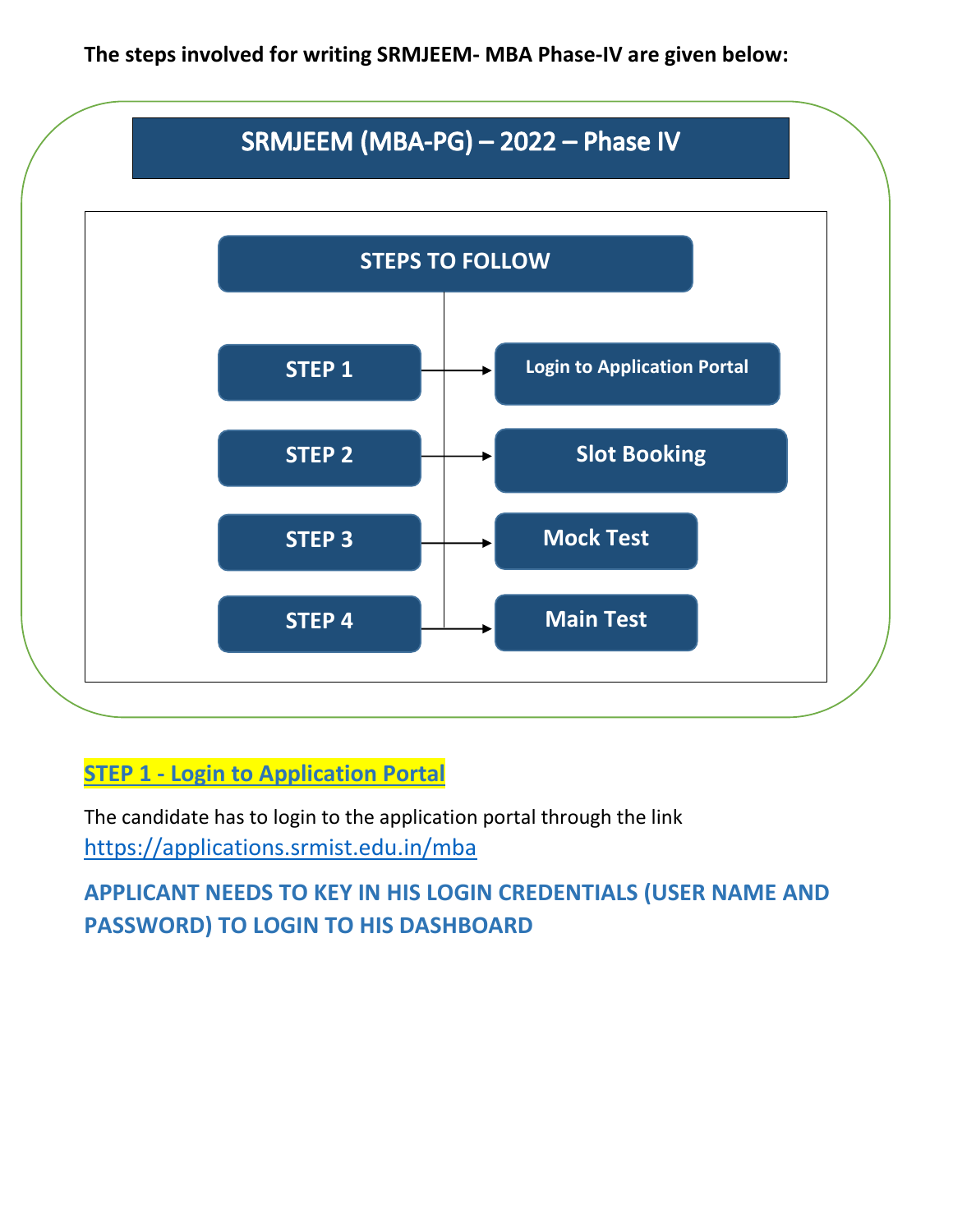**The steps involved for writing SRMJEEM- MBA Phase-IV are given below:**

## SRMJEEM (MBA-PG) – 2022 – Phase IV

**STEPS TO FOLLOW**

- **STEP 1** → Login to Application Portal
- **STEP 2** → Slot Booking
- **STEP 3** → Mock Test
- **STEP 4** → Main Test

### STEP 1 - Login to Application Portal

The candidate has to login to the application portal through the link https://applications.srmist.edu.in/mba

**APPLICANT NEEDS TO KEY IN HIS LOGIN CREDENTIALS (USER NAME AND PASSWORD) TO LOGIN TO HIS DASHBOARD**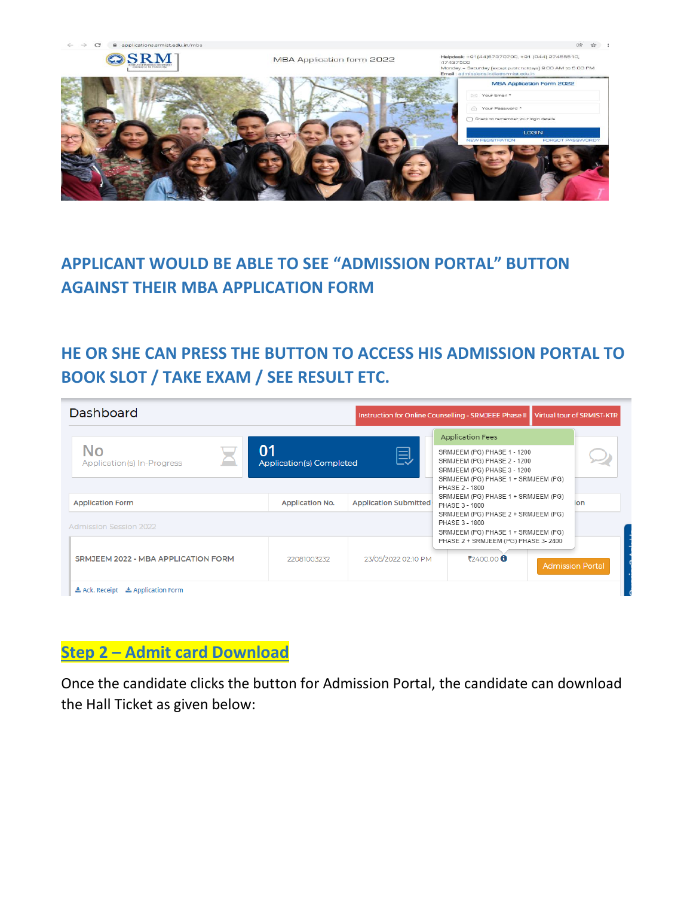APPLICANT WOULD BE ABLE TO SEE "ADMISSION PORTAL" BUTTON AGAINST THEIR MBA APPLICATION FORM

HE OR SHE CAN PRESS THE BUTTON TO ACCESS HIS ADMISSION PORTAL TO BOOK SLOT / TAKE EXAM / SEE RESULT ETC.

## Step 2 – Admit card Download

Once the candidate clicks the button for Admission Portal, the candidate can download the Hall Ticket as given below: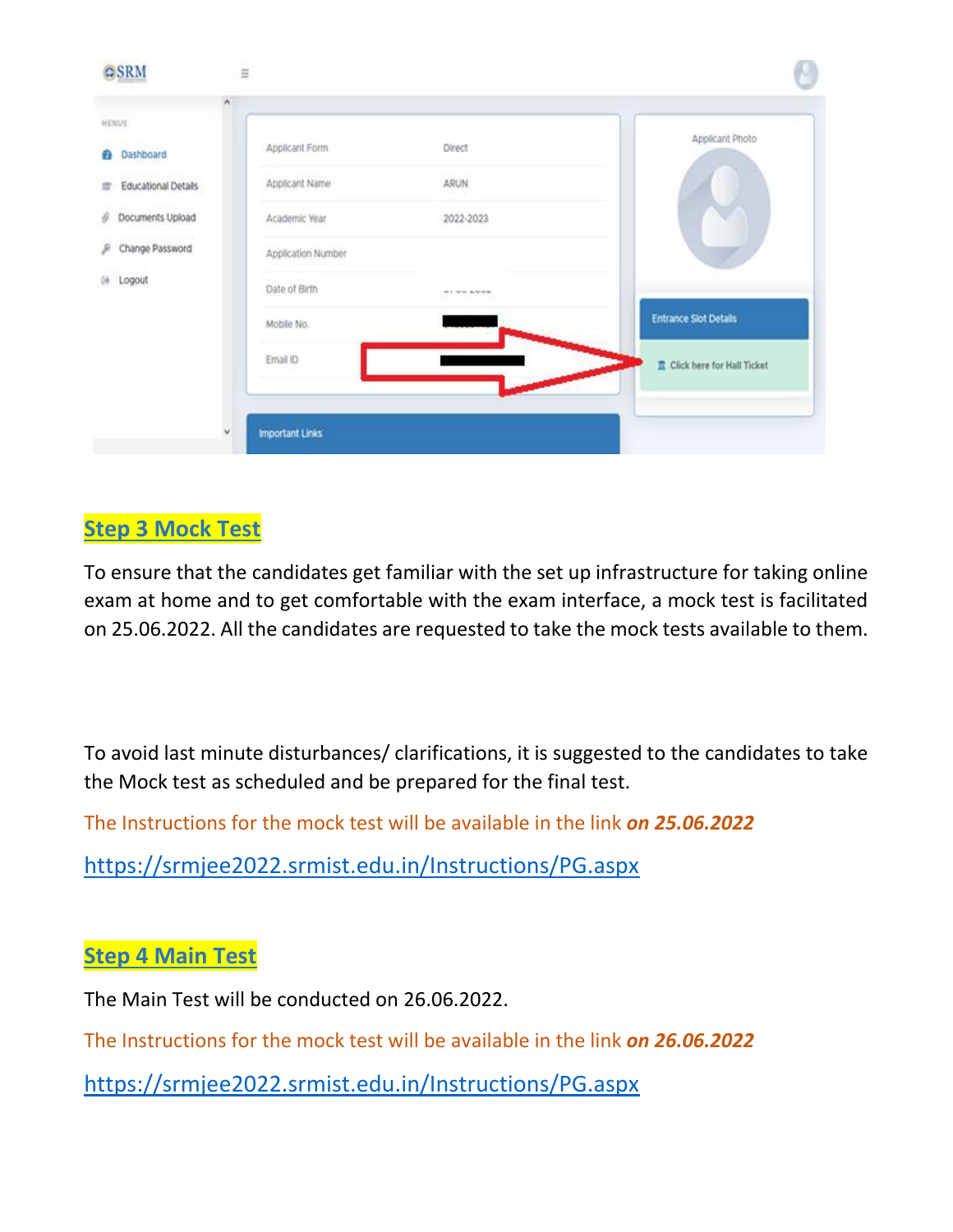## Step 3 Mock Test

To ensure that the candidates get familiar with the set up infrastructure for taking online exam at home and to get comfortable with the exam interface, a mock test is facilitated on 25.06.2022. All the candidates are requested to take the mock tests available to them.

To avoid last minute disturbances/ clarifications, it is suggested to the candidates to take the Mock test as scheduled and be prepared for the final test.

The Instructions for the mock test will be available in the link ***on 25.06.2022***

https://srmjee2022.srmist.edu.in/Instructions/PG.aspx

## Step 4 Main Test

The Main Test will be conducted on 26.06.2022.

The Instructions for the mock test will be available in the link ***on 26.06.2022***

https://srmjee2022.srmist.edu.in/Instructions/PG.aspx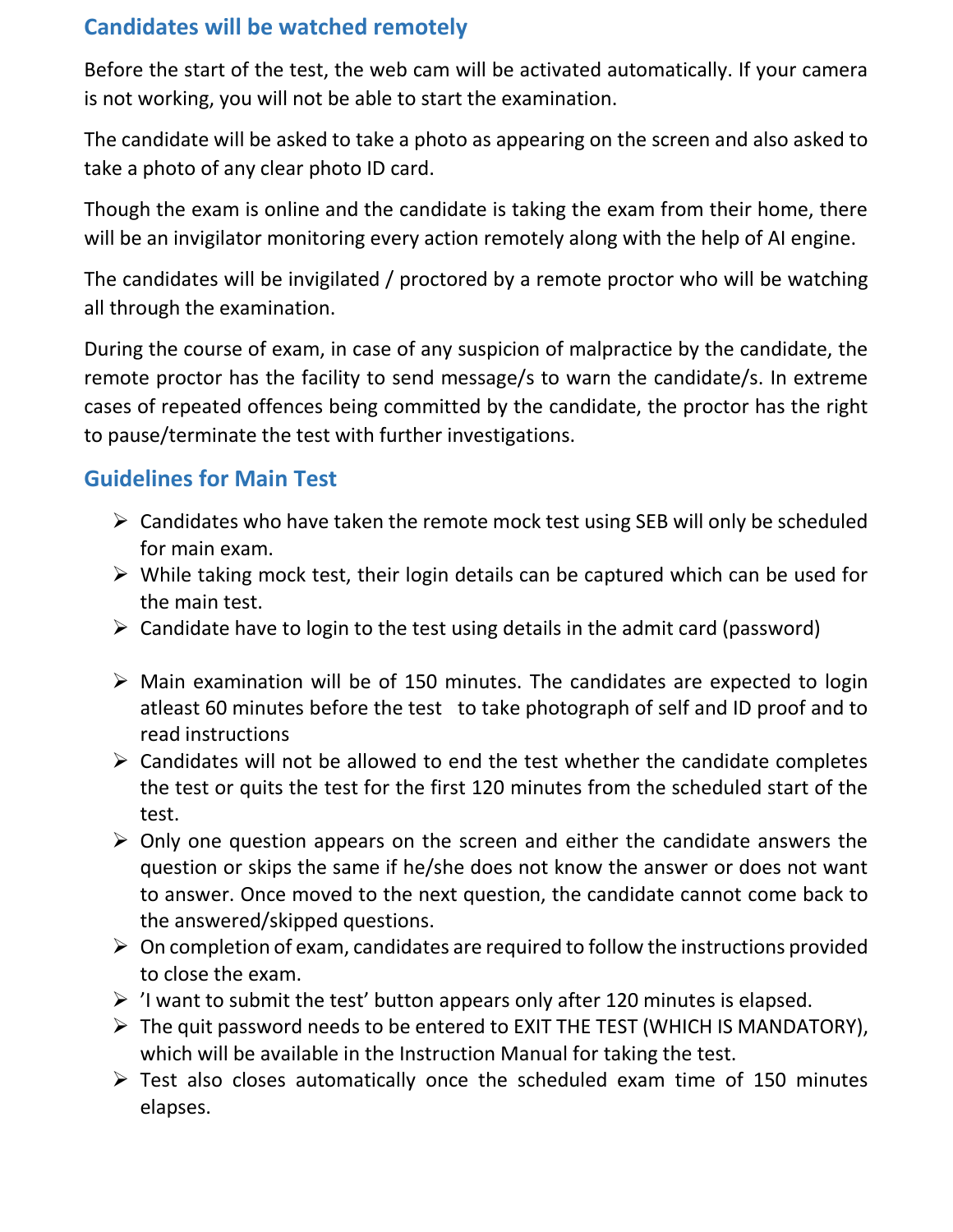## Candidates will be watched remotely

Before the start of the test, the web cam will be activated automatically. If your camera is not working, you will not be able to start the examination.

The candidate will be asked to take a photo as appearing on the screen and also asked to take a photo of any clear photo ID card.

Though the exam is online and the candidate is taking the exam from their home, there will be an invigilator monitoring every action remotely along with the help of AI engine.

The candidates will be invigilated / proctored by a remote proctor who will be watching all through the examination.

During the course of exam, in case of any suspicion of malpractice by the candidate, the remote proctor has the facility to send message/s to warn the candidate/s. In extreme cases of repeated offences being committed by the candidate, the proctor has the right to pause/terminate the test with further investigations.

## Guidelines for Main Test

- Candidates who have taken the remote mock test using SEB will only be scheduled for main exam.
- While taking mock test, their login details can be captured which can be used for the main test.
- Candidate have to login to the test using details in the admit card (password)
- Main examination will be of 150 minutes. The candidates are expected to login atleast 60 minutes before the test to take photograph of self and ID proof and to read instructions
- Candidates will not be allowed to end the test whether the candidate completes the test or quits the test for the first 120 minutes from the scheduled start of the test.
- Only one question appears on the screen and either the candidate answers the question or skips the same if he/she does not know the answer or does not want to answer. Once moved to the next question, the candidate cannot come back to the answered/skipped questions.
- On completion of exam, candidates are required to follow the instructions provided to close the exam.
- 'I want to submit the test' button appears only after 120 minutes is elapsed.
- The quit password needs to be entered to EXIT THE TEST (WHICH IS MANDATORY), which will be available in the Instruction Manual for taking the test.
- Test also closes automatically once the scheduled exam time of 150 minutes elapses.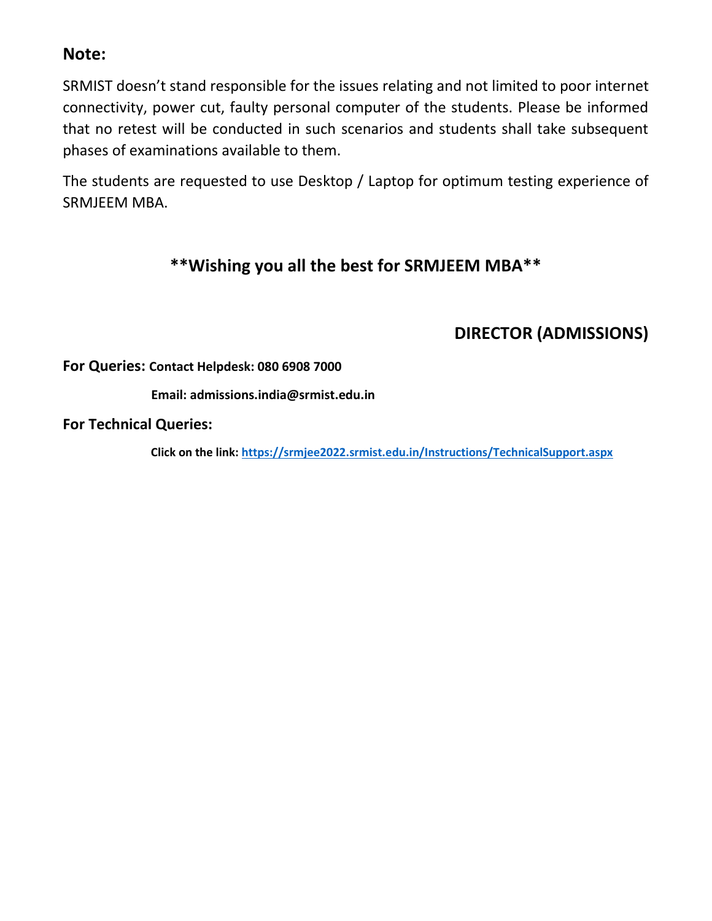## Note:

SRMIST doesn't stand responsible for the issues relating and not limited to poor internet connectivity, power cut, faulty personal computer of the students. Please be informed that no retest will be conducted in such scenarios and students shall take subsequent phases of examinations available to them.

The students are requested to use Desktop / Laptop for optimum testing experience of SRMJEEM MBA.

**\*\*Wishing you all the best for SRMJEEM MBA\*\***

**DIRECTOR (ADMISSIONS)**

**For Queries: Contact Helpdesk: 080 6908 7000**

**Email: admissions.india@srmist.edu.in**

**For Technical Queries:**

**Click on the link:** [https://srmjee2022.srmist.edu.in/Instructions/TechnicalSupport.aspx](https://srmjee2022.srmist.edu.in/Instructions/TechnicalSupport.aspx)